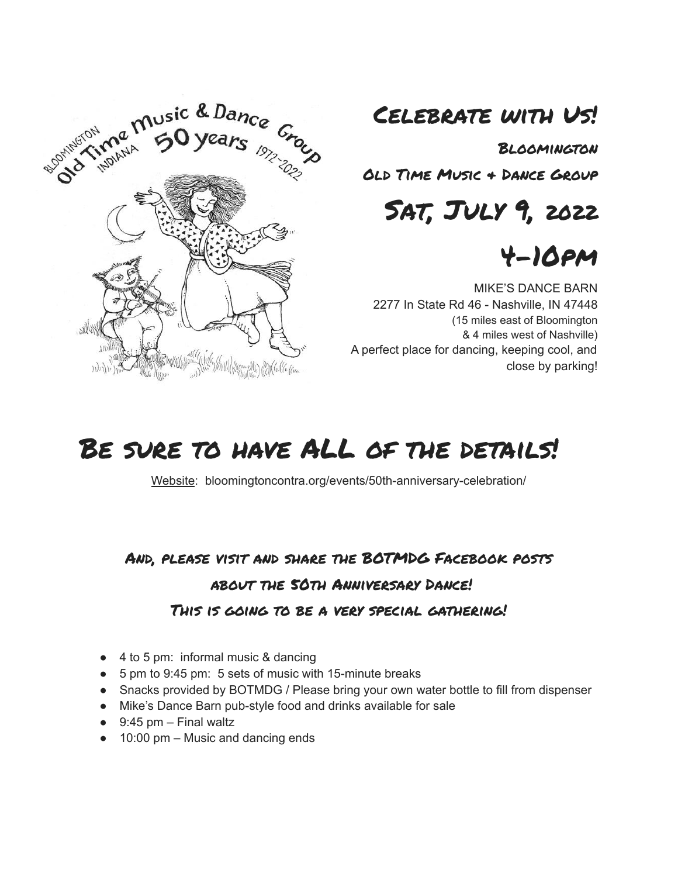# Celebrate with Us!

## Bloomington

## Old Time Music + Dance Group

# Sat, July 9, 2022

# 4-10pm

MIKE'S DANCE BARN
2277 In State Rd 46 - Nashville, IN 47448
(15 miles east of Bloomington
& 4 miles west of Nashville)
A perfect place for dancing, keeping cool, and close by parking!

# Be sure to have ALL of the details!

Website: bloomingtoncontra.org/events/50th-anniversary-celebration/

### And, please visit and share the BOTMDG Facebook posts about the 50th Anniversary Dance!

### This is going to be a very special gathering!

- 4 to 5 pm: informal music & dancing
- 5 pm to 9:45 pm: 5 sets of music with 15-minute breaks
- Snacks provided by BOTMDG / Please bring your own water bottle to fill from dispenser
- Mike's Dance Barn pub-style food and drinks available for sale
- 9:45 pm – Final waltz
- 10:00 pm – Music and dancing ends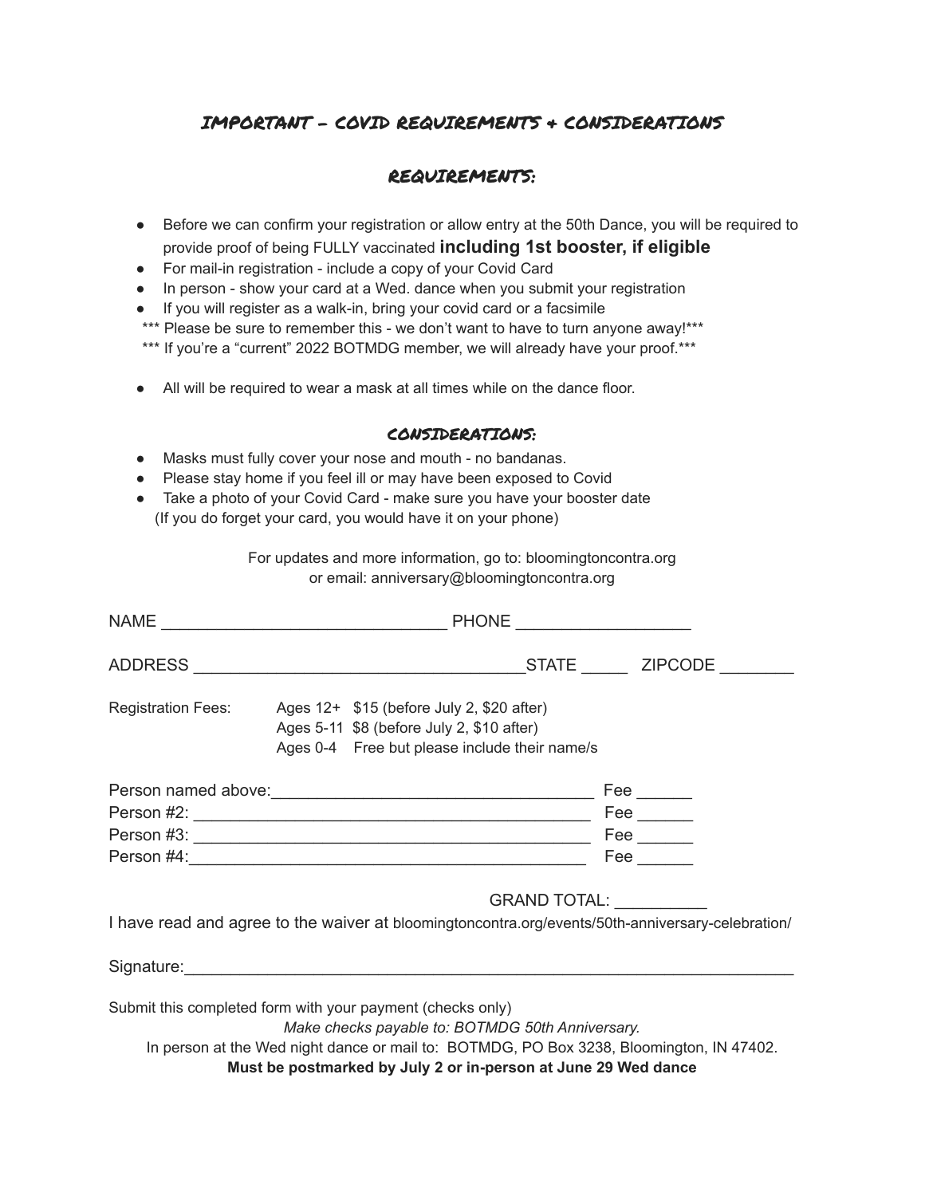# IMPORTANT - COVID REQUIREMENTS & CONSIDERATIONS

## REQUIREMENTS:

- Before we can confirm your registration or allow entry at the 50th Dance, you will be required to provide proof of being FULLY vaccinated **including 1st booster, if eligible**
- For mail-in registration - include a copy of your Covid Card
- In person - show your card at a Wed. dance when you submit your registration
- If you will register as a walk-in, bring your covid card or a facsimile

*** Please be sure to remember this - we don't want to have to turn anyone away!***

*** If you're a "current" 2022 BOTMDG member, we will already have your proof.***

- All will be required to wear a mask at all times while on the dance floor.

## CONSIDERATIONS:

- Masks must fully cover your nose and mouth - no bandanas.
- Please stay home if you feel ill or may have been exposed to Covid
- Take a photo of your Covid Card - make sure you have your booster date (If you do forget your card, you would have it on your phone)

For updates and more information, go to: bloomingtoncontra.org
or email: anniversary@bloomingtoncontra.org

NAME _______________________________ PHONE ___________________

ADDRESS ____________________________________STATE _____ ZIPCODE ________

Registration Fees:
- Ages 12+ $15 (before July 2, $20 after)
- Ages 5-11 $8 (before July 2, $10 after)
- Ages 0-4 Free but please include their name/s

Person named above:___________________________________ Fee ______

Person #2: ___________________________________________ Fee ______

Person #3: ___________________________________________ Fee ______

Person #4:___________________________________________ Fee ______

GRAND TOTAL: __________

I have read and agree to the waiver at bloomingtoncontra.org/events/50th-anniversary-celebration/

Signature:_____________________________________________________________________

Submit this completed form with your payment (checks only)

*Make checks payable to: BOTMDG 50th Anniversary.*

In person at the Wed night dance or mail to: BOTMDG, PO Box 3238, Bloomington, IN 47402.

**Must be postmarked by July 2 or in-person at June 29 Wed dance**